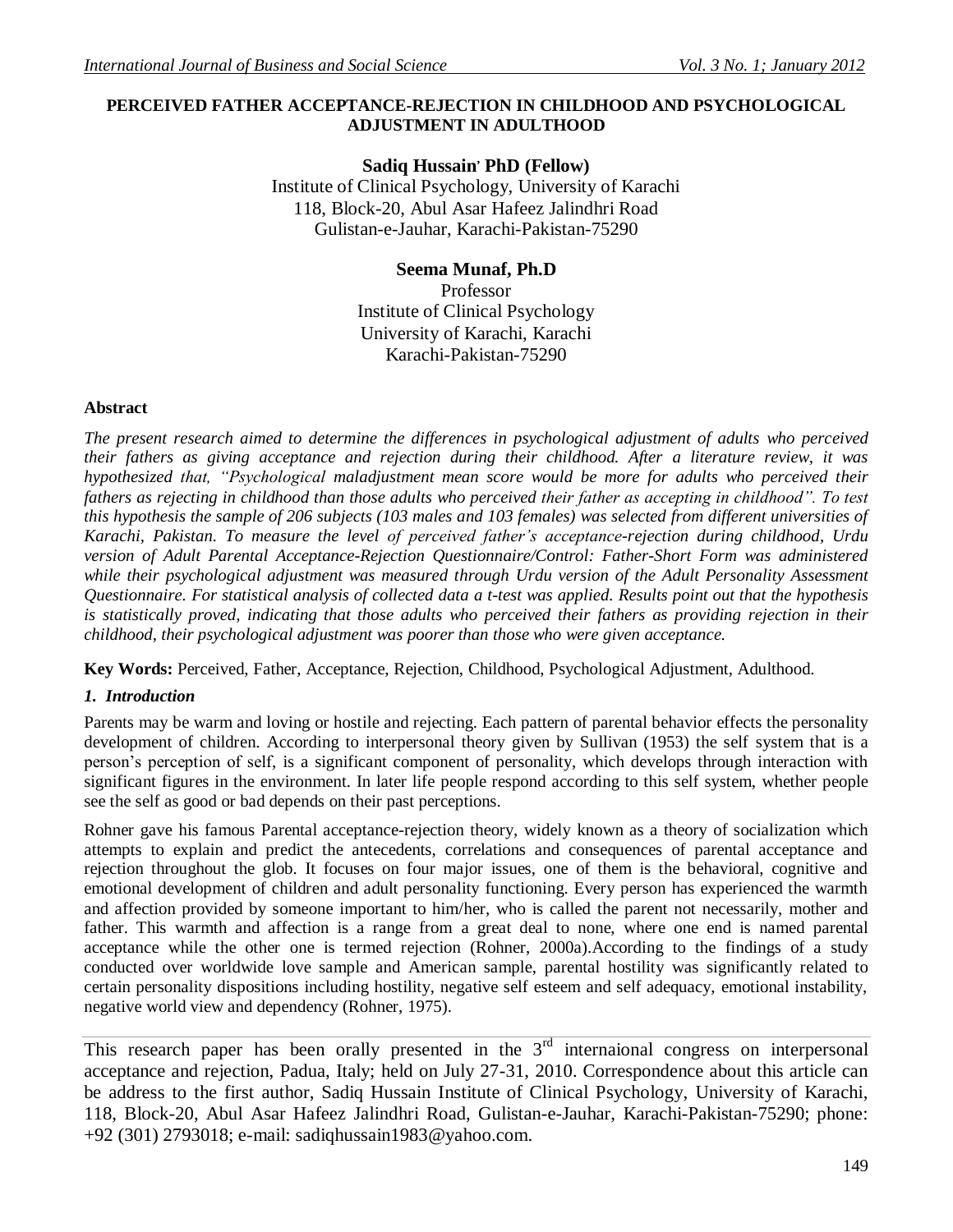# PERCEIVED FATHER ACCEPTANCE-REJECTION IN CHILDHOOD AND PSYCHOLOGICAL ADJUSTMENT IN ADULTHOOD

**Sadiq Hussain' PhD (Fellow)**
Institute of Clinical Psychology, University of Karachi
118, Block-20, Abul Asar Hafeez Jalindhri Road
Gulistan-e-Jauhar, Karachi-Pakistan-75290

**Seema Munaf, Ph.D**
Professor
Institute of Clinical Psychology
University of Karachi, Karachi
Karachi-Pakistan-75290

## Abstract

*The present research aimed to determine the differences in psychological adjustment of adults who perceived their fathers as giving acceptance and rejection during their childhood. After a literature review, it was hypothesized that, "Psychological maladjustment mean score would be more for adults who perceived their fathers as rejecting in childhood than those adults who perceived their father as accepting in childhood". To test this hypothesis the sample of 206 subjects (103 males and 103 females) was selected from different universities of Karachi, Pakistan. To measure the level of perceived father's acceptance-rejection during childhood, Urdu version of Adult Parental Acceptance-Rejection Questionnaire/Control: Father-Short Form was administered while their psychological adjustment was measured through Urdu version of the Adult Personality Assessment Questionnaire. For statistical analysis of collected data a t-test was applied. Results point out that the hypothesis is statistically proved, indicating that those adults who perceived their fathers as providing rejection in their childhood, their psychological adjustment was poorer than those who were given acceptance.*

**Key Words:** Perceived, Father, Acceptance, Rejection, Childhood, Psychological Adjustment, Adulthood.

## *1. Introduction*

Parents may be warm and loving or hostile and rejecting. Each pattern of parental behavior effects the personality development of children. According to interpersonal theory given by Sullivan (1953) the self system that is a person's perception of self, is a significant component of personality, which develops through interaction with significant figures in the environment. In later life people respond according to this self system, whether people see the self as good or bad depends on their past perceptions.

Rohner gave his famous Parental acceptance-rejection theory, widely known as a theory of socialization which attempts to explain and predict the antecedents, correlations and consequences of parental acceptance and rejection throughout the glob. It focuses on four major issues, one of them is the behavioral, cognitive and emotional development of children and adult personality functioning. Every person has experienced the warmth and affection provided by someone important to him/her, who is called the parent not necessarily, mother and father. This warmth and affection is a range from a great deal to none, where one end is named parental acceptance while the other one is termed rejection (Rohner, 2000a).According to the findings of a study conducted over worldwide love sample and American sample, parental hostility was significantly related to certain personality dispositions including hostility, negative self esteem and self adequacy, emotional instability, negative world view and dependency (Rohner, 1975).

---

This research paper has been orally presented in the 3rd internaional congress on interpersonal acceptance and rejection, Padua, Italy; held on July 27-31, 2010. Correspondence about this article can be address to the first author, Sadiq Hussain Institute of Clinical Psychology, University of Karachi, 118, Block-20, Abul Asar Hafeez Jalindhri Road, Gulistan-e-Jauhar, Karachi-Pakistan-75290; phone: +92 (301) 2793018; e-mail: sadiqhussain1983@yahoo.com.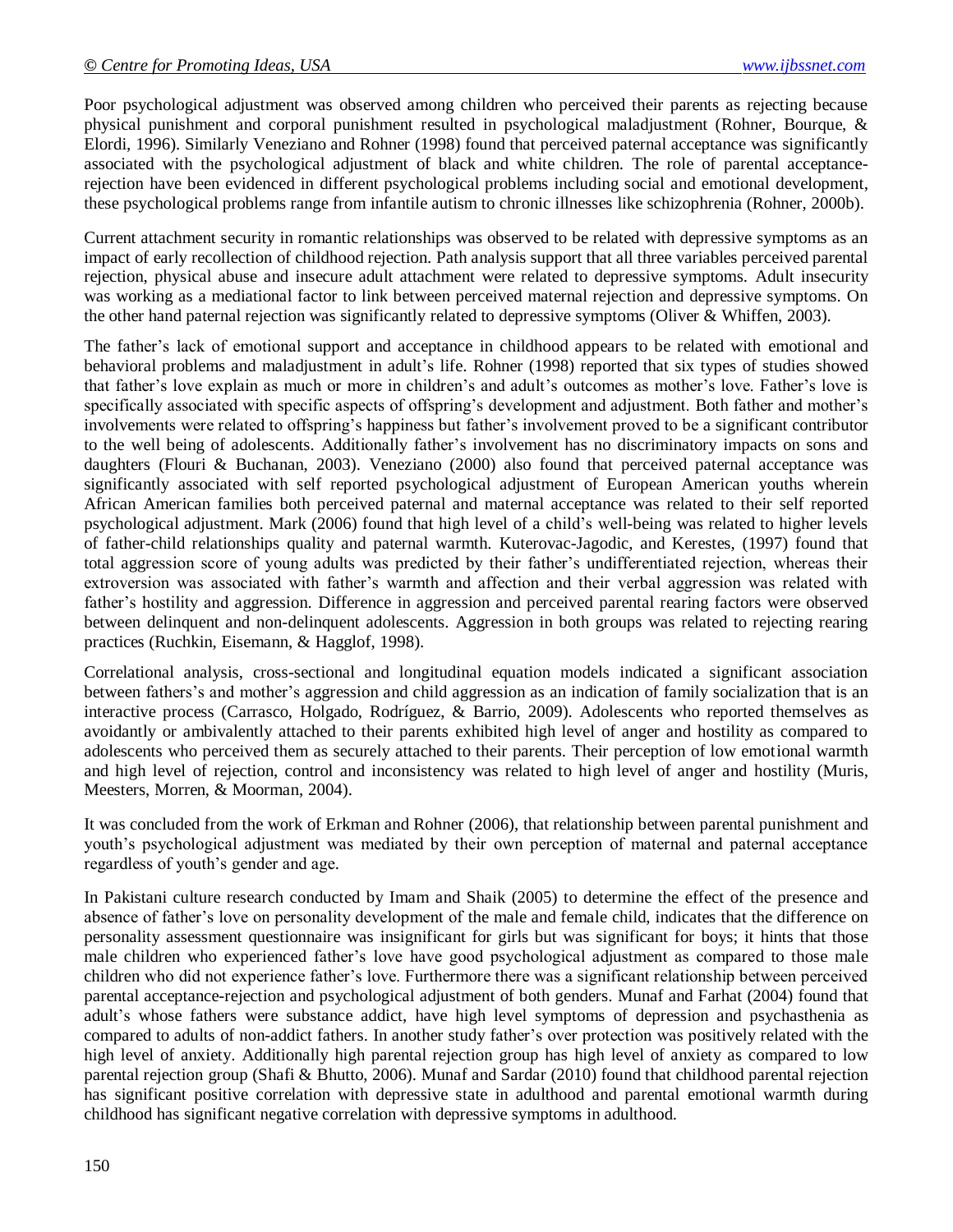Poor psychological adjustment was observed among children who perceived their parents as rejecting because physical punishment and corporal punishment resulted in psychological maladjustment (Rohner, Bourque, & Elordi, 1996). Similarly Veneziano and Rohner (1998) found that perceived paternal acceptance was significantly associated with the psychological adjustment of black and white children. The role of parental acceptance-rejection have been evidenced in different psychological problems including social and emotional development, these psychological problems range from infantile autism to chronic illnesses like schizophrenia (Rohner, 2000b).

Current attachment security in romantic relationships was observed to be related with depressive symptoms as an impact of early recollection of childhood rejection. Path analysis support that all three variables perceived parental rejection, physical abuse and insecure adult attachment were related to depressive symptoms. Adult insecurity was working as a mediational factor to link between perceived maternal rejection and depressive symptoms. On the other hand paternal rejection was significantly related to depressive symptoms (Oliver & Whiffen, 2003).

The father's lack of emotional support and acceptance in childhood appears to be related with emotional and behavioral problems and maladjustment in adult's life. Rohner (1998) reported that six types of studies showed that father's love explain as much or more in children's and adult's outcomes as mother's love. Father's love is specifically associated with specific aspects of offspring's development and adjustment. Both father and mother's involvements were related to offspring's happiness but father's involvement proved to be a significant contributor to the well being of adolescents. Additionally father's involvement has no discriminatory impacts on sons and daughters (Flouri & Buchanan, 2003). Veneziano (2000) also found that perceived paternal acceptance was significantly associated with self reported psychological adjustment of European American youths wherein African American families both perceived paternal and maternal acceptance was related to their self reported psychological adjustment. Mark (2006) found that high level of a child's well-being was related to higher levels of father-child relationships quality and paternal warmth. Kuterovac-Jagodic, and Kerestes, (1997) found that total aggression score of young adults was predicted by their father's undifferentiated rejection, whereas their extroversion was associated with father's warmth and affection and their verbal aggression was related with father's hostility and aggression. Difference in aggression and perceived parental rearing factors were observed between delinquent and non-delinquent adolescents. Aggression in both groups was related to rejecting rearing practices (Ruchkin, Eisemann, & Hagglof, 1998).

Correlational analysis, cross-sectional and longitudinal equation models indicated a significant association between fathers's and mother's aggression and child aggression as an indication of family socialization that is an interactive process (Carrasco, Holgado, Rodríguez, & Barrio, 2009). Adolescents who reported themselves as avoidantly or ambivalently attached to their parents exhibited high level of anger and hostility as compared to adolescents who perceived them as securely attached to their parents. Their perception of low emotional warmth and high level of rejection, control and inconsistency was related to high level of anger and hostility (Muris, Meesters, Morren, & Moorman, 2004).

It was concluded from the work of Erkman and Rohner (2006), that relationship between parental punishment and youth's psychological adjustment was mediated by their own perception of maternal and paternal acceptance regardless of youth's gender and age.

In Pakistani culture research conducted by Imam and Shaik (2005) to determine the effect of the presence and absence of father's love on personality development of the male and female child, indicates that the difference on personality assessment questionnaire was insignificant for girls but was significant for boys; it hints that those male children who experienced father's love have good psychological adjustment as compared to those male children who did not experience father's love. Furthermore there was a significant relationship between perceived parental acceptance-rejection and psychological adjustment of both genders. Munaf and Farhat (2004) found that adult's whose fathers were substance addict, have high level symptoms of depression and psychasthenia as compared to adults of non-addict fathers. In another study father's over protection was positively related with the high level of anxiety. Additionally high parental rejection group has high level of anxiety as compared to low parental rejection group (Shafi & Bhutto, 2006). Munaf and Sardar (2010) found that childhood parental rejection has significant positive correlation with depressive state in adulthood and parental emotional warmth during childhood has significant negative correlation with depressive symptoms in adulthood.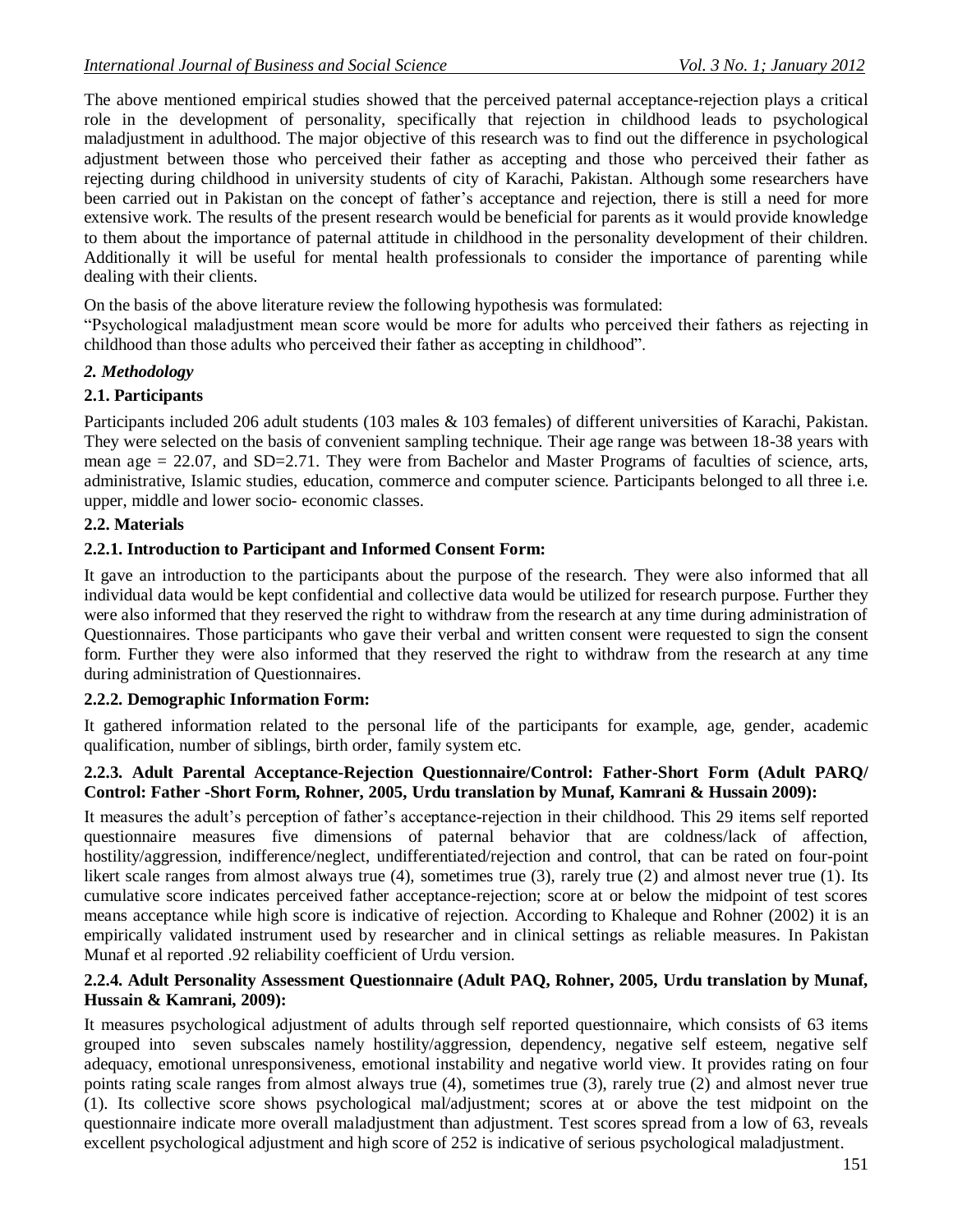The above mentioned empirical studies showed that the perceived paternal acceptance-rejection plays a critical role in the development of personality, specifically that rejection in childhood leads to psychological maladjustment in adulthood. The major objective of this research was to find out the difference in psychological adjustment between those who perceived their father as accepting and those who perceived their father as rejecting during childhood in university students of city of Karachi, Pakistan. Although some researchers have been carried out in Pakistan on the concept of father's acceptance and rejection, there is still a need for more extensive work. The results of the present research would be beneficial for parents as it would provide knowledge to them about the importance of paternal attitude in childhood in the personality development of their children. Additionally it will be useful for mental health professionals to consider the importance of parenting while dealing with their clients.

On the basis of the above literature review the following hypothesis was formulated:

"Psychological maladjustment mean score would be more for adults who perceived their fathers as rejecting in childhood than those adults who perceived their father as accepting in childhood".

## *2. Methodology*

### 2.1. Participants

Participants included 206 adult students (103 males & 103 females) of different universities of Karachi, Pakistan. They were selected on the basis of convenient sampling technique. Their age range was between 18-38 years with mean age = 22.07, and SD=2.71. They were from Bachelor and Master Programs of faculties of science, arts, administrative, Islamic studies, education, commerce and computer science. Participants belonged to all three i.e. upper, middle and lower socio- economic classes.

### 2.2. Materials

#### 2.2.1. Introduction to Participant and Informed Consent Form:

It gave an introduction to the participants about the purpose of the research. They were also informed that all individual data would be kept confidential and collective data would be utilized for research purpose. Further they were also informed that they reserved the right to withdraw from the research at any time during administration of Questionnaires. Those participants who gave their verbal and written consent were requested to sign the consent form. Further they were also informed that they reserved the right to withdraw from the research at any time during administration of Questionnaires.

#### 2.2.2. Demographic Information Form:

It gathered information related to the personal life of the participants for example, age, gender, academic qualification, number of siblings, birth order, family system etc.

#### 2.2.3. Adult Parental Acceptance-Rejection Questionnaire/Control: Father-Short Form (Adult PARQ/ Control: Father -Short Form, Rohner, 2005, Urdu translation by Munaf, Kamrani & Hussain 2009):

It measures the adult's perception of father's acceptance-rejection in their childhood. This 29 items self reported questionnaire measures five dimensions of paternal behavior that are coldness/lack of affection, hostility/aggression, indifference/neglect, undifferentiated/rejection and control, that can be rated on four-point likert scale ranges from almost always true (4), sometimes true (3), rarely true (2) and almost never true (1). Its cumulative score indicates perceived father acceptance-rejection; score at or below the midpoint of test scores means acceptance while high score is indicative of rejection. According to Khaleque and Rohner (2002) it is an empirically validated instrument used by researcher and in clinical settings as reliable measures. In Pakistan Munaf et al reported .92 reliability coefficient of Urdu version.

#### 2.2.4. Adult Personality Assessment Questionnaire (Adult PAQ, Rohner, 2005, Urdu translation by Munaf, Hussain & Kamrani, 2009):

It measures psychological adjustment of adults through self reported questionnaire, which consists of 63 items grouped into seven subscales namely hostility/aggression, dependency, negative self esteem, negative self adequacy, emotional unresponsiveness, emotional instability and negative world view. It provides rating on four points rating scale ranges from almost always true (4), sometimes true (3), rarely true (2) and almost never true (1). Its collective score shows psychological mal/adjustment; scores at or above the test midpoint on the questionnaire indicate more overall maladjustment than adjustment. Test scores spread from a low of 63, reveals excellent psychological adjustment and high score of 252 is indicative of serious psychological maladjustment.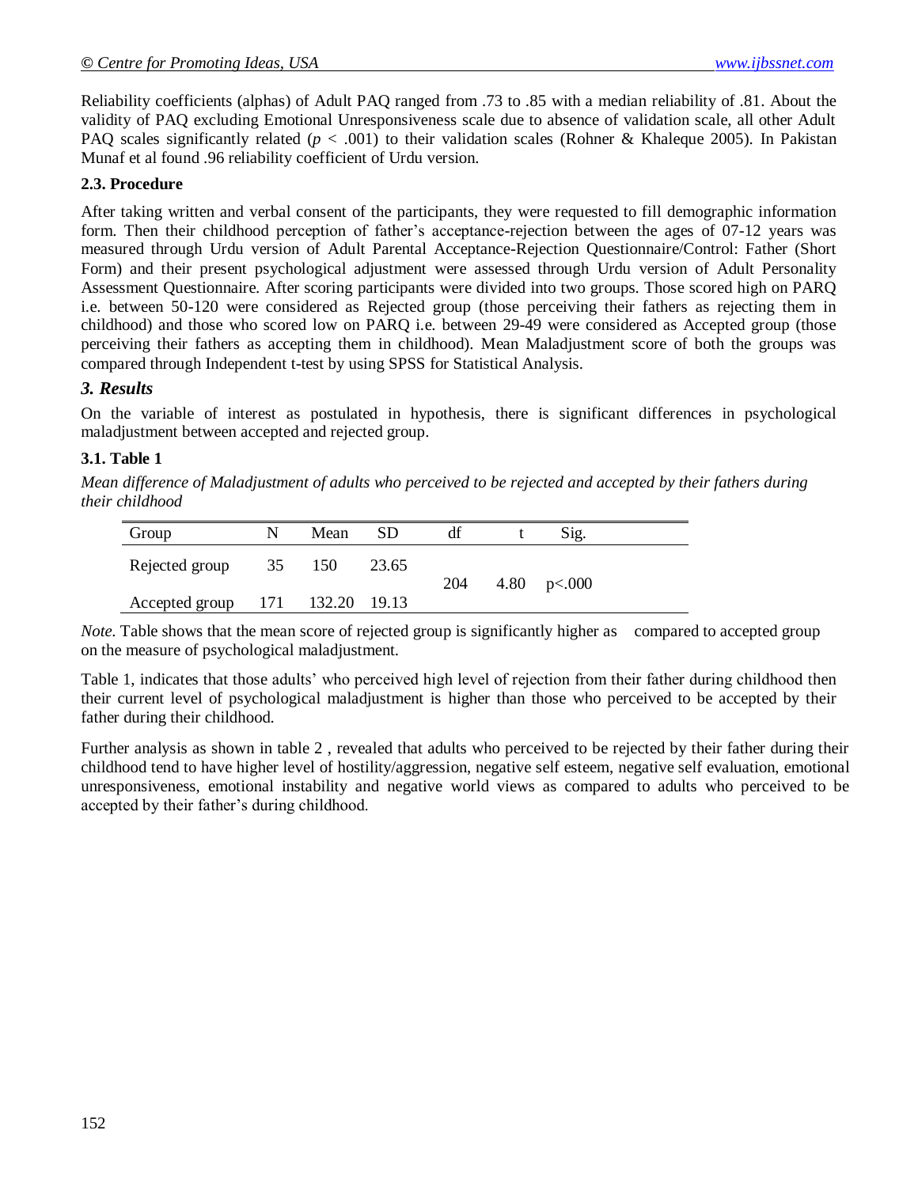Reliability coefficients (alphas) of Adult PAQ ranged from .73 to .85 with a median reliability of .81. About the validity of PAQ excluding Emotional Unresponsiveness scale due to absence of validation scale, all other Adult PAQ scales significantly related ($p < .001$) to their validation scales (Rohner & Khaleque 2005). In Pakistan Munaf et al found .96 reliability coefficient of Urdu version.

### 2.3. Procedure

After taking written and verbal consent of the participants, they were requested to fill demographic information form. Then their childhood perception of father's acceptance-rejection between the ages of 07-12 years was measured through Urdu version of Adult Parental Acceptance-Rejection Questionnaire/Control: Father (Short Form) and their present psychological adjustment were assessed through Urdu version of Adult Personality Assessment Questionnaire. After scoring participants were divided into two groups. Those scored high on PARQ i.e. between 50-120 were considered as Rejected group (those perceiving their fathers as rejecting them in childhood) and those who scored low on PARQ i.e. between 29-49 were considered as Accepted group (those perceiving their fathers as accepting them in childhood). Mean Maladjustment score of both the groups was compared through Independent t-test by using SPSS for Statistical Analysis.

## *3. Results*

On the variable of interest as postulated in hypothesis, there is significant differences in psychological maladjustment between accepted and rejected group.

### 3.1. Table 1

*Mean difference of Maladjustment of adults who perceived to be rejected and accepted by their fathers during their childhood*

| Group | N | Mean | SD | df | t | Sig. |
|---|---|---|---|---|---|---|
| Rejected group | 35 | 150 | 23.65 | 204 | 4.80 | p<.000 |
| Accepted group | 171 | 132.20 | 19.13 | | | |

*Note.* Table shows that the mean score of rejected group is significantly higher as compared to accepted group on the measure of psychological maladjustment.

Table 1, indicates that those adults' who perceived high level of rejection from their father during childhood then their current level of psychological maladjustment is higher than those who perceived to be accepted by their father during their childhood.

Further analysis as shown in table 2 , revealed that adults who perceived to be rejected by their father during their childhood tend to have higher level of hostility/aggression, negative self esteem, negative self evaluation, emotional unresponsiveness, emotional instability and negative world views as compared to adults who perceived to be accepted by their father's during childhood.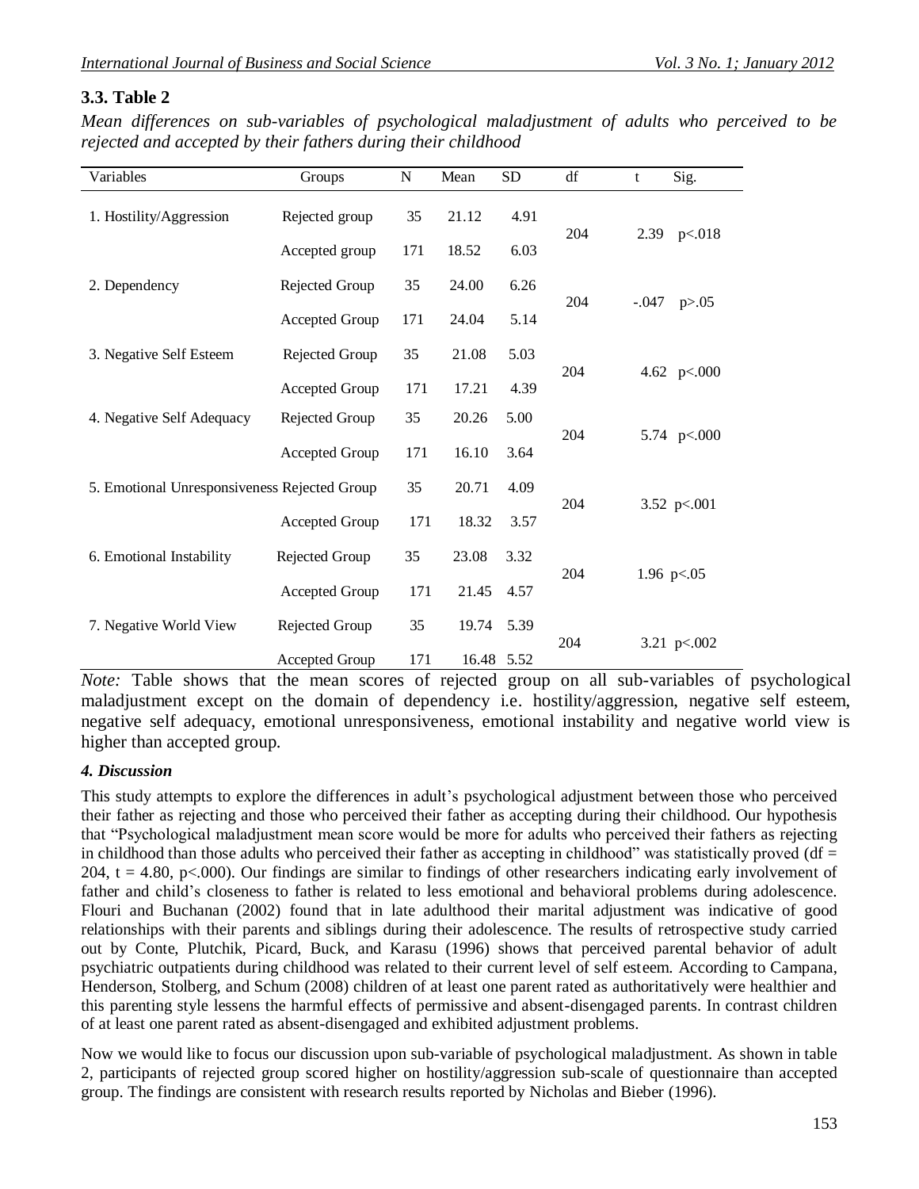### 3.3. Table 2

*Mean differences on sub-variables of psychological maladjustment of adults who perceived to be rejected and accepted by their fathers during their childhood*

| Variables | Groups | N | Mean | SD | df | t | Sig. |
|---|---|---|---|---|---|---|---|
| 1. Hostility/Aggression | Rejected group | 35 | 21.12 | 4.91 | 204 | 2.39 | p<.018 |
| | Accepted group | 171 | 18.52 | 6.03 | | | |
| 2. Dependency | Rejected Group | 35 | 24.00 | 6.26 | 204 | -.047 | p>.05 |
| | Accepted Group | 171 | 24.04 | 5.14 | | | |
| 3. Negative Self Esteem | Rejected Group | 35 | 21.08 | 5.03 | 204 | 4.62 | p<.000 |
| | Accepted Group | 171 | 17.21 | 4.39 | | | |
| 4. Negative Self Adequacy | Rejected Group | 35 | 20.26 | 5.00 | 204 | 5.74 | p<.000 |
| | Accepted Group | 171 | 16.10 | 3.64 | | | |
| 5. Emotional Unresponsiveness | Rejected Group | 35 | 20.71 | 4.09 | 204 | 3.52 | p<.001 |
| | Accepted Group | 171 | 18.32 | 3.57 | | | |
| 6. Emotional Instability | Rejected Group | 35 | 23.08 | 3.32 | 204 | 1.96 | p<.05 |
| | Accepted Group | 171 | 21.45 | 4.57 | | | |
| 7. Negative World View | Rejected Group | 35 | 19.74 | 5.39 | 204 | 3.21 | p<.002 |
| | Accepted Group | 171 | 16.48 | 5.52 | | | |

*Note:* Table shows that the mean scores of rejected group on all sub-variables of psychological maladjustment except on the domain of dependency i.e. hostility/aggression, negative self esteem, negative self adequacy, emotional unresponsiveness, emotional instability and negative world view is higher than accepted group.

### *4. Discussion*

This study attempts to explore the differences in adult's psychological adjustment between those who perceived their father as rejecting and those who perceived their father as accepting during their childhood. Our hypothesis that "Psychological maladjustment mean score would be more for adults who perceived their fathers as rejecting in childhood than those adults who perceived their father as accepting in childhood" was statistically proved ($df = 204$, $t = 4.80$, $p<.000$). Our findings are similar to findings of other researchers indicating early involvement of father and child's closeness to father is related to less emotional and behavioral problems during adolescence. Flouri and Buchanan (2002) found that in late adulthood their marital adjustment was indicative of good relationships with their parents and siblings during their adolescence. The results of retrospective study carried out by Conte, Plutchik, Picard, Buck, and Karasu (1996) shows that perceived parental behavior of adult psychiatric outpatients during childhood was related to their current level of self esteem. According to Campana, Henderson, Stolberg, and Schum (2008) children of at least one parent rated as authoritatively were healthier and this parenting style lessens the harmful effects of permissive and absent-disengaged parents. In contrast children of at least one parent rated as absent-disengaged and exhibited adjustment problems.

Now we would like to focus our discussion upon sub-variable of psychological maladjustment. As shown in table 2, participants of rejected group scored higher on hostility/aggression sub-scale of questionnaire than accepted group. The findings are consistent with research results reported by Nicholas and Bieber (1996).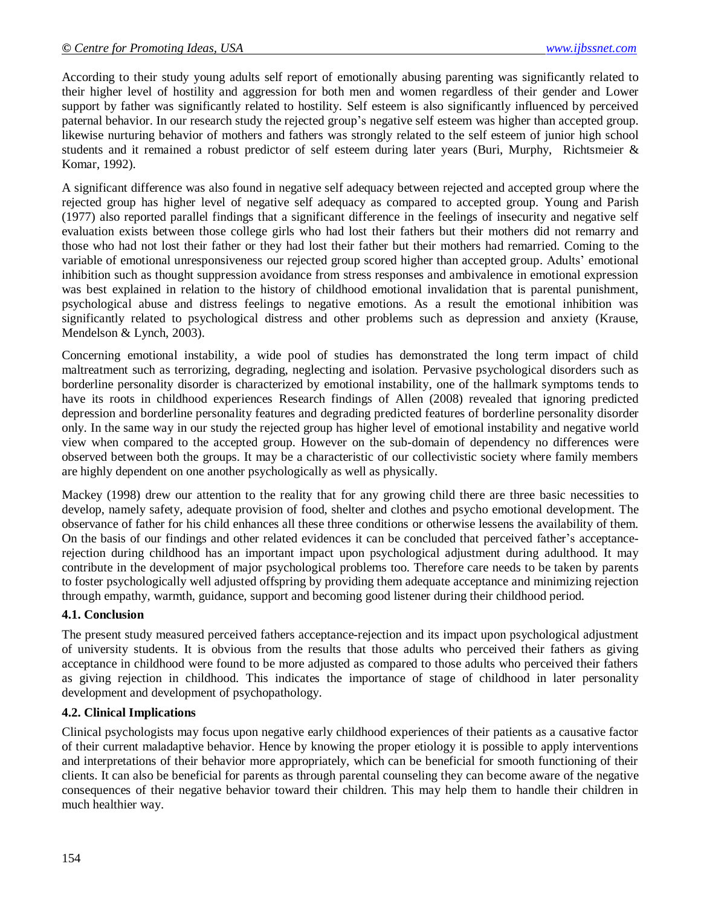According to their study young adults self report of emotionally abusing parenting was significantly related to their higher level of hostility and aggression for both men and women regardless of their gender and Lower support by father was significantly related to hostility. Self esteem is also significantly influenced by perceived paternal behavior. In our research study the rejected group's negative self esteem was higher than accepted group. likewise nurturing behavior of mothers and fathers was strongly related to the self esteem of junior high school students and it remained a robust predictor of self esteem during later years (Buri, Murphy, Richtsmeier & Komar, 1992).

A significant difference was also found in negative self adequacy between rejected and accepted group where the rejected group has higher level of negative self adequacy as compared to accepted group. Young and Parish (1977) also reported parallel findings that a significant difference in the feelings of insecurity and negative self evaluation exists between those college girls who had lost their fathers but their mothers did not remarry and those who had not lost their father or they had lost their father but their mothers had remarried. Coming to the variable of emotional unresponsiveness our rejected group scored higher than accepted group. Adults' emotional inhibition such as thought suppression avoidance from stress responses and ambivalence in emotional expression was best explained in relation to the history of childhood emotional invalidation that is parental punishment, psychological abuse and distress feelings to negative emotions. As a result the emotional inhibition was significantly related to psychological distress and other problems such as depression and anxiety (Krause, Mendelson & Lynch, 2003).

Concerning emotional instability, a wide pool of studies has demonstrated the long term impact of child maltreatment such as terrorizing, degrading, neglecting and isolation. Pervasive psychological disorders such as borderline personality disorder is characterized by emotional instability, one of the hallmark symptoms tends to have its roots in childhood experiences Research findings of Allen (2008) revealed that ignoring predicted depression and borderline personality features and degrading predicted features of borderline personality disorder only. In the same way in our study the rejected group has higher level of emotional instability and negative world view when compared to the accepted group. However on the sub-domain of dependency no differences were observed between both the groups. It may be a characteristic of our collectivistic society where family members are highly dependent on one another psychologically as well as physically.

Mackey (1998) drew our attention to the reality that for any growing child there are three basic necessities to develop, namely safety, adequate provision of food, shelter and clothes and psycho emotional development. The observance of father for his child enhances all these three conditions or otherwise lessens the availability of them. On the basis of our findings and other related evidences it can be concluded that perceived father's acceptance-rejection during childhood has an important impact upon psychological adjustment during adulthood. It may contribute in the development of major psychological problems too. Therefore care needs to be taken by parents to foster psychologically well adjusted offspring by providing them adequate acceptance and minimizing rejection through empathy, warmth, guidance, support and becoming good listener during their childhood period.

### 4.1. Conclusion

The present study measured perceived fathers acceptance-rejection and its impact upon psychological adjustment of university students. It is obvious from the results that those adults who perceived their fathers as giving acceptance in childhood were found to be more adjusted as compared to those adults who perceived their fathers as giving rejection in childhood. This indicates the importance of stage of childhood in later personality development and development of psychopathology.

### 4.2. Clinical Implications

Clinical psychologists may focus upon negative early childhood experiences of their patients as a causative factor of their current maladaptive behavior. Hence by knowing the proper etiology it is possible to apply interventions and interpretations of their behavior more appropriately, which can be beneficial for smooth functioning of their clients. It can also be beneficial for parents as through parental counseling they can become aware of the negative consequences of their negative behavior toward their children. This may help them to handle their children in much healthier way.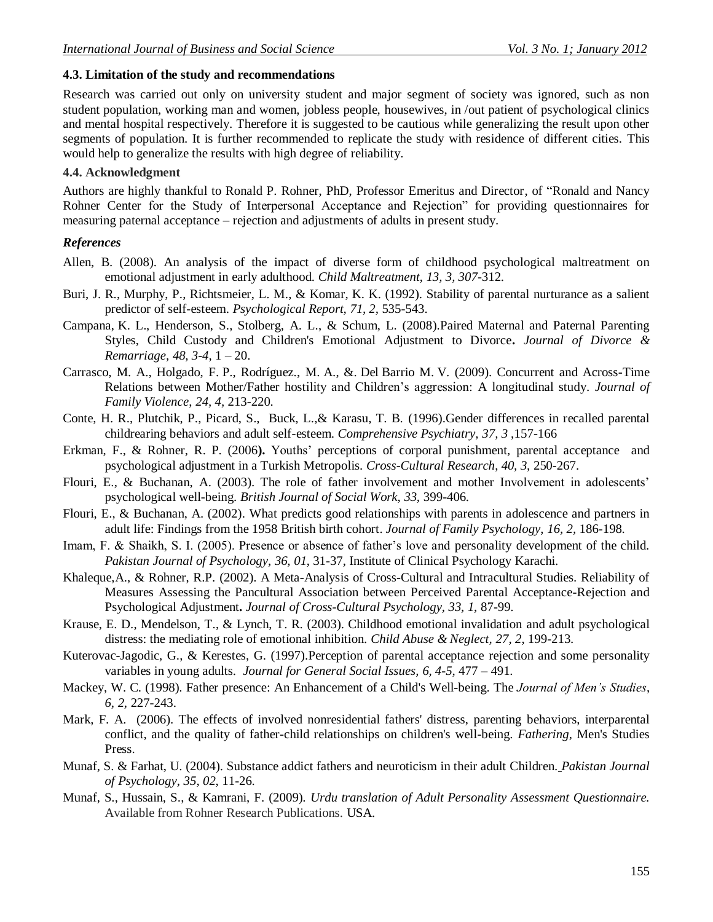### 4.3. Limitation of the study and recommendations

Research was carried out only on university student and major segment of society was ignored, such as non student population, working man and women, jobless people, housewives, in /out patient of psychological clinics and mental hospital respectively. Therefore it is suggested to be cautious while generalizing the result upon other segments of population. It is further recommended to replicate the study with residence of different cities. This would help to generalize the results with high degree of reliability.

### 4.4. Acknowledgment

Authors are highly thankful to Ronald P. Rohner, PhD, Professor Emeritus and Director, of "Ronald and Nancy Rohner Center for the Study of Interpersonal Acceptance and Rejection" for providing questionnaires for measuring paternal acceptance – rejection and adjustments of adults in present study.

### *References*

Allen, B. (2008). An analysis of the impact of diverse form of childhood psychological maltreatment on emotional adjustment in early adulthood. *Child Maltreatment, 13, 3, 307*-312.

Buri, J. R., Murphy, P., Richtsmeier, L. M., & Komar, K. K. (1992). Stability of parental nurturance as a salient predictor of self-esteem. *Psychological Report, 71, 2,* 535-543.

Campana, K. L., Henderson, S., Stolberg, A. L., & Schum, L. (2008).Paired Maternal and Paternal Parenting Styles, Child Custody and Children's Emotional Adjustment to Divorce**.** *Journal of Divorce & Remarriage*, *48, 3-4,* 1 – 20.

Carrasco, M. A., Holgado, F. P., Rodríguez., M. A., &. Del Barrio M. V. (2009). Concurrent and Across-Time Relations between Mother/Father hostility and Children's aggression: A longitudinal study. *Journal of Family Violence*, *24, 4,* 213-220.

Conte, H. R., Plutchik, P., Picard, S., Buck, L.,& Karasu, T. B. (1996).Gender differences in recalled parental childrearing behaviors and adult self-esteem. *Comprehensive Psychiatry, 37, 3* ,157-166

Erkman, F., & Rohner, R. P. (2006**).** Youths' perceptions of corporal punishment, parental acceptance and psychological adjustment in a Turkish Metropolis. *Cross-Cultural Research*, *40, 3,* 250-267.

Flouri, E., & Buchanan, A. (2003). The role of father involvement and mother Involvement in adolescents' psychological well-being. *British Journal of Social Work*, *33,* 399-406.

Flouri, E., & Buchanan, A. (2002). What predicts good relationships with parents in adolescence and partners in adult life: Findings from the 1958 British birth cohort. *Journal of Family Psychology, 16, 2,* 186-198.

Imam, F. & Shaikh, S. I. (2005). Presence or absence of father's love and personality development of the child. *Pakistan Journal of Psychology*, *36, 01*, 31-37, Institute of Clinical Psychology Karachi.

Khaleque,A., & Rohner, R.P. (2002). A Meta-Analysis of Cross-Cultural and Intracultural Studies. Reliability of Measures Assessing the Pancultural Association between Perceived Parental Acceptance-Rejection and Psychological Adjustment**.** *Journal of Cross-Cultural Psychology, 33, 1,* 87-99.

Krause, E. D., Mendelson, T., & Lynch, T. R. (2003). Childhood emotional invalidation and adult psychological distress: the mediating role of emotional inhibition. *Child Abuse & Neglect, 27, 2,* 199-213.

Kuterovac-Jagodic, G., & Kerestes, G. (1997).Perception of parental acceptance rejection and some personality variables in young adults. *Journal for General Social Issues, 6, 4-5*, 477 – 491.

Mackey, W. C. (1998). Father presence: An Enhancement of a Child's Well-being. The *Journal of Men's Studies*, *6, 2,* 227-243.

Mark, F. A. (2006). The effects of involved nonresidential fathers' distress, parenting behaviors, interparental conflict, and the quality of father-child relationships on children's well-being. *Fathering*, Men's Studies Press.

Munaf, S. & Farhat, U. (2004). Substance addict fathers and neuroticism in their adult Children. *Pakistan Journal of Psychology*, *35, 02*, 11-26.

Munaf, S., Hussain, S., & Kamrani, F. (2009). *Urdu translation of Adult Personality Assessment Questionnaire.* Available from Rohner Research Publications. USA.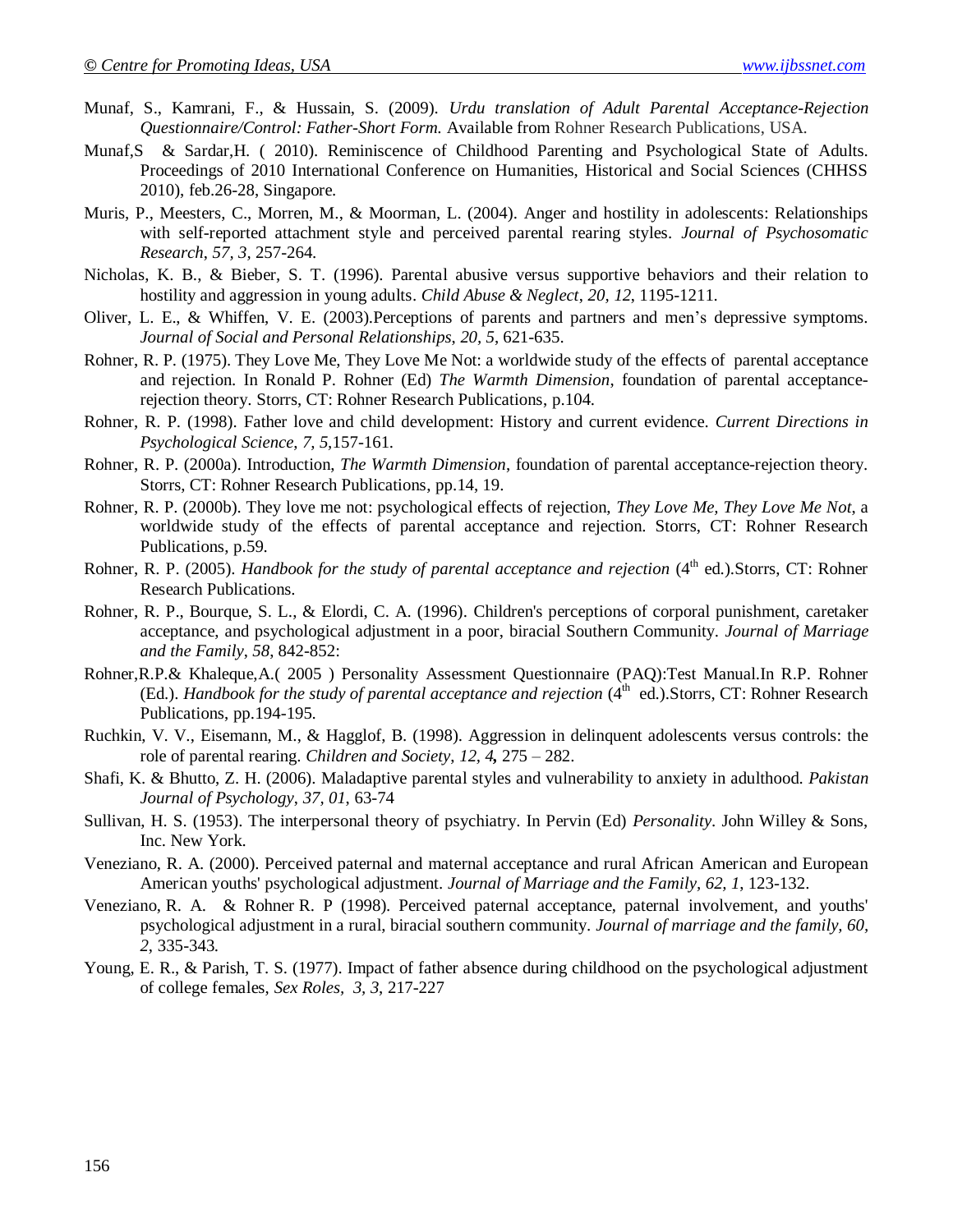Munaf, S., Kamrani, F., & Hussain, S. (2009). *Urdu translation of Adult Parental Acceptance-Rejection Questionnaire/Control: Father-Short Form.* Available from Rohner Research Publications, USA.

Munaf,S & Sardar,H. ( 2010). Reminiscence of Childhood Parenting and Psychological State of Adults. Proceedings of 2010 International Conference on Humanities, Historical and Social Sciences (CHHSS 2010), feb.26-28, Singapore.

Muris, P., Meesters, C., Morren, M., & Moorman, L. (2004). Anger and hostility in adolescents: Relationships with self-reported attachment style and perceived parental rearing styles. *Journal of Psychosomatic Research*, *57, 3,* 257-264.

Nicholas, K. B., & Bieber, S. T. (1996). Parental abusive versus supportive behaviors and their relation to hostility and aggression in young adults. *Child Abuse & Neglect*, *20, 12*, 1195-1211.

Oliver, L. E., & Whiffen, V. E. (2003).Perceptions of parents and partners and men's depressive symptoms. *Journal of Social and Personal Relationships*, *20, 5*, 621-635.

Rohner, R. P. (1975). They Love Me, They Love Me Not: a worldwide study of the effects of parental acceptance and rejection. In Ronald P. Rohner (Ed) *The Warmth Dimension*, foundation of parental acceptance-rejection theory. Storrs, CT: Rohner Research Publications, p.104.

Rohner, R. P. (1998). Father love and child development: History and current evidence. *Current Directions in Psychological Science*, *7, 5,*157-161.

Rohner, R. P. (2000a). Introduction, *The Warmth Dimension*, foundation of parental acceptance-rejection theory. Storrs, CT: Rohner Research Publications, pp.14, 19.

Rohner, R. P. (2000b). They love me not: psychological effects of rejection, *They Love Me, They Love Me Not*, a worldwide study of the effects of parental acceptance and rejection. Storrs, CT: Rohner Research Publications, p.59.

Rohner, R. P. (2005). *Handbook for the study of parental acceptance and rejection* (4th ed.).Storrs, CT: Rohner Research Publications.

Rohner, R. P., Bourque, S. L., & Elordi, C. A. (1996). Children's perceptions of corporal punishment, caretaker acceptance, and psychological adjustment in a poor, biracial Southern Community. *Journal of Marriage and the Family*, *58*, 842-852:

Rohner,R.P.& Khaleque,A.( 2005 ) Personality Assessment Questionnaire (PAQ):Test Manual.In R.P. Rohner (Ed.). *Handbook for the study of parental acceptance and rejection* (4th ed.).Storrs, CT: Rohner Research Publications, pp.194-195.

Ruchkin, V. V., Eisemann, M., & Hagglof, B. (1998). Aggression in delinquent adolescents versus controls: the role of parental rearing. *Children and Society*, *12, 4***,** 275 – 282.

Shafi, K. & Bhutto, Z. H. (2006). Maladaptive parental styles and vulnerability to anxiety in adulthood. *Pakistan Journal of Psychology*, *37, 01*, 63-74

Sullivan, H. S. (1953). The interpersonal theory of psychiatry. In Pervin (Ed) *Personality.* John Willey & Sons, Inc. New York.

Veneziano, R. A. (2000). Perceived paternal and maternal acceptance and rural African American and European American youths' psychological adjustment. *Journal of Marriage and the Family*, *62, 1*, 123-132.

Veneziano, R. A. & Rohner R. P (1998). Perceived paternal acceptance, paternal involvement, and youths' psychological adjustment in a rural, biracial southern community. *Journal of marriage and the family, 60, 2*, 335-343.

Young, E. R., & Parish, T. S. (1977). Impact of father absence during childhood on the psychological adjustment of college females, *Sex Roles*, *3, 3*, 217-227